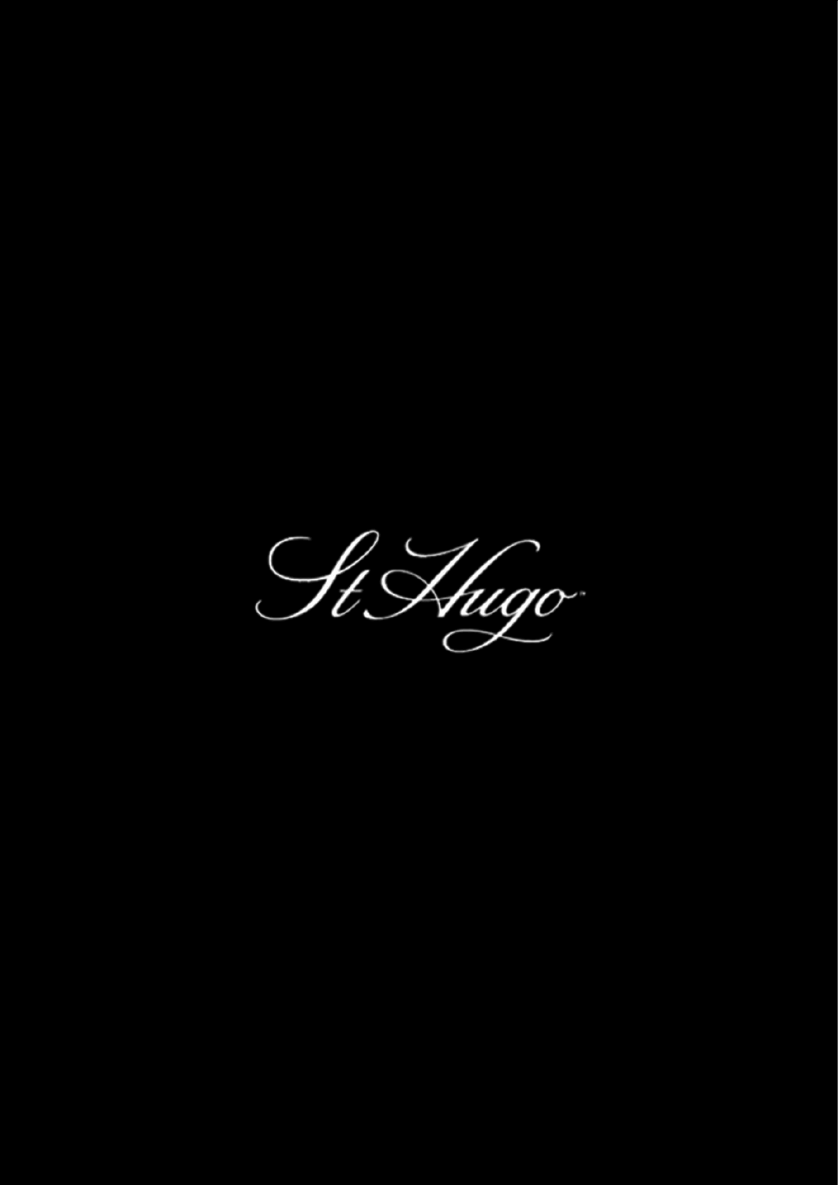St Hugo™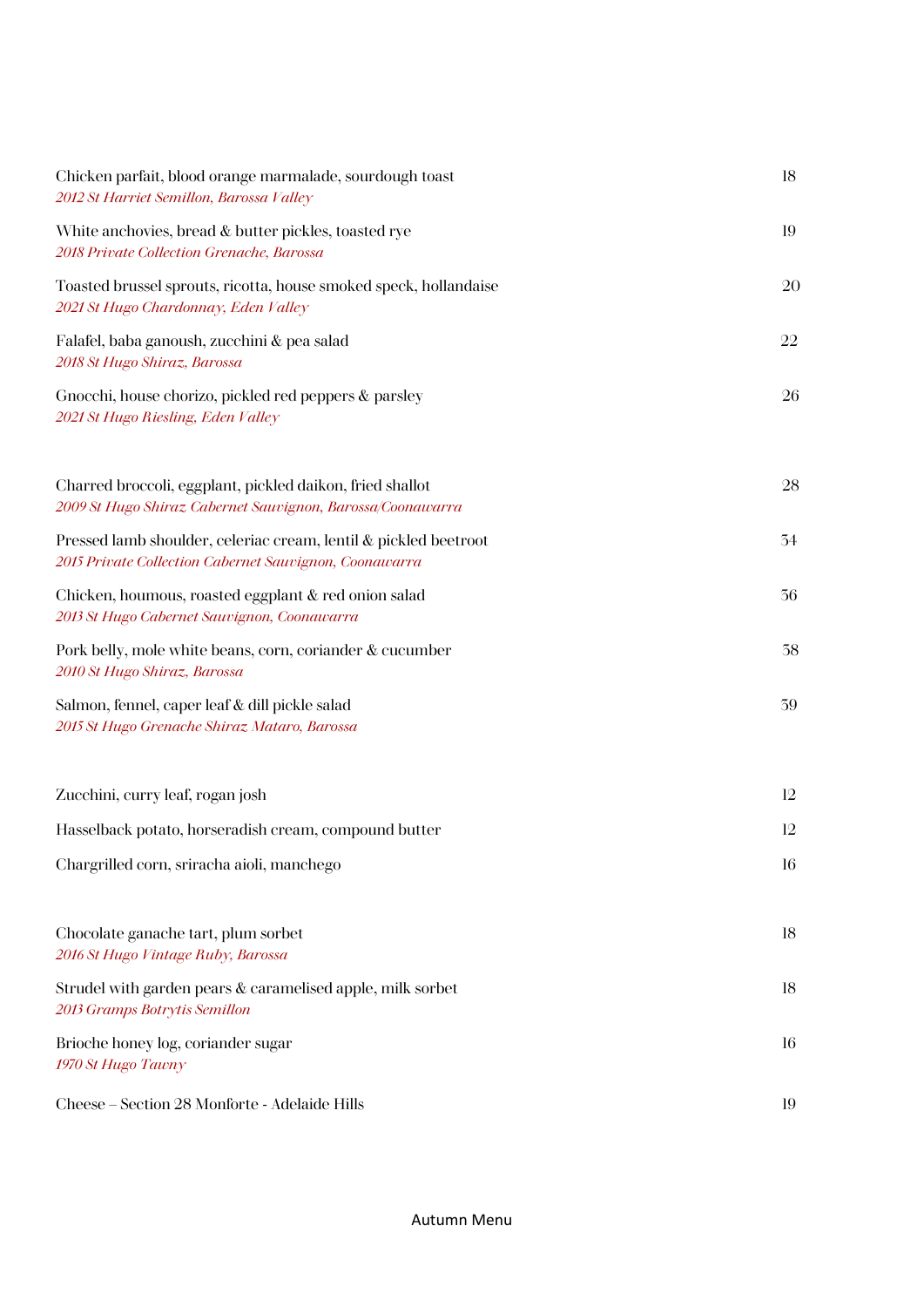Chicken parfait, blood orange marmalade, sourdough toast 18
*2012 St Harriet Semillon, Barossa Valley*

White anchovies, bread & butter pickles, toasted rye 19
*2018 Private Collection Grenache, Barossa*

Toasted brussel sprouts, ricotta, house smoked speck, hollandaise 20
*2021 St Hugo Chardonnay, Eden Valley*

Falafel, baba ganoush, zucchini & pea salad 22
*2018 St Hugo Shiraz, Barossa*

Gnocchi, house chorizo, pickled red peppers & parsley 26
*2021 St Hugo Riesling, Eden Valley*

Charred broccoli, eggplant, pickled daikon, fried shallot 28
*2009 St Hugo Shiraz Cabernet Sauvignon, Barossa/Coonawarra*

Pressed lamb shoulder, celeriac cream, lentil & pickled beetroot 34
*2015 Private Collection Cabernet Sauvignon, Coonawarra*

Chicken, houmous, roasted eggplant & red onion salad 36
*2013 St Hugo Cabernet Sauvignon, Coonawarra*

Pork belly, mole white beans, corn, coriander & cucumber 38
*2010 St Hugo Shiraz, Barossa*

Salmon, fennel, caper leaf & dill pickle salad 39
*2015 St Hugo Grenache Shiraz Mataro, Barossa*

Zucchini, curry leaf, rogan josh 12

Hasselback potato, horseradish cream, compound butter 12

Chargrilled corn, sriracha aioli, manchego 16

Chocolate ganache tart, plum sorbet 18
*2016 St Hugo Vintage Ruby, Barossa*

Strudel with garden pears & caramelised apple, milk sorbet 18
*2013 Gramps Botrytis Semillon*

Brioche honey log, coriander sugar 16
*1970 St Hugo Tawny*

Cheese – Section 28 Monforte - Adelaide Hills 19

Autumn Menu